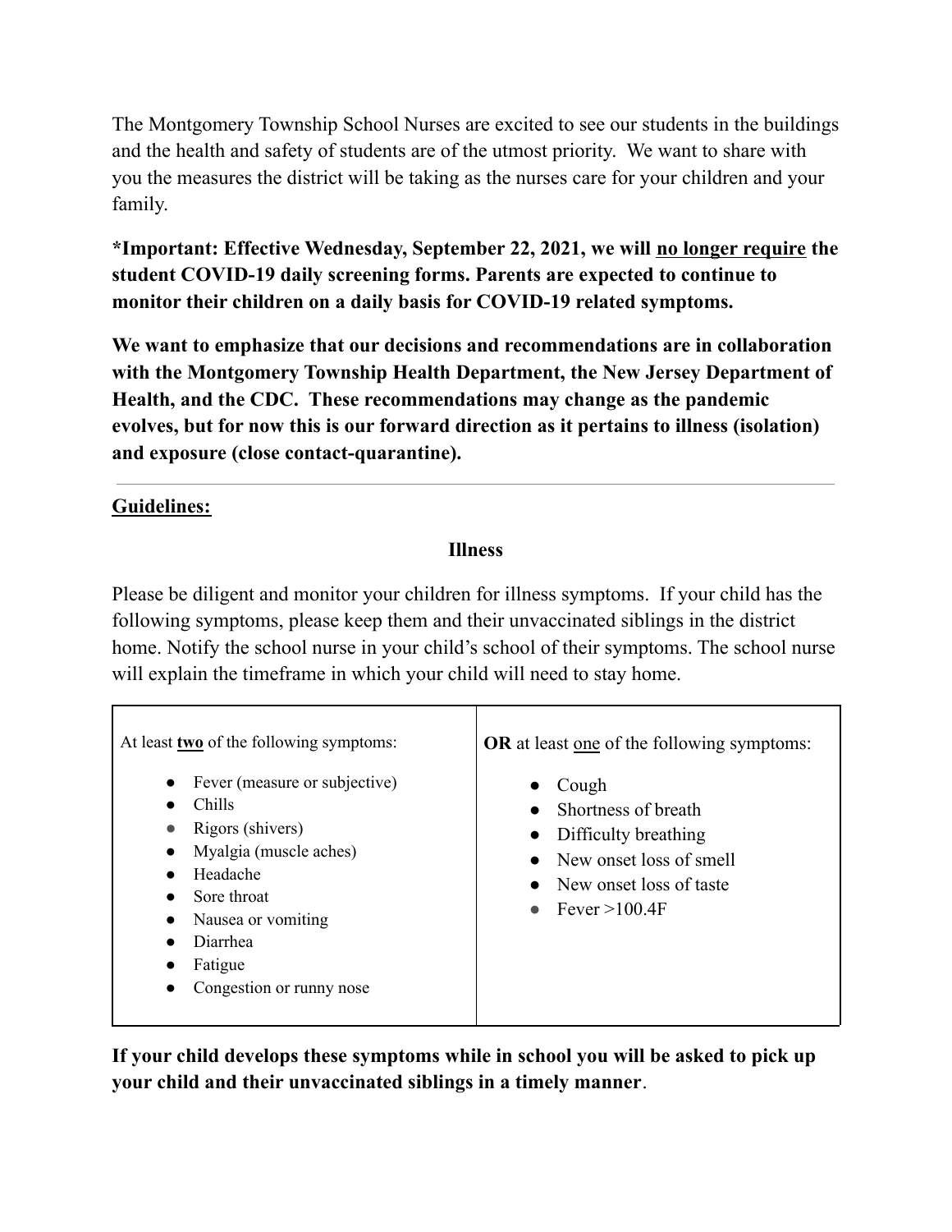The Montgomery Township School Nurses are excited to see our students in the buildings and the health and safety of students are of the utmost priority. We want to share with you the measures the district will be taking as the nurses care for your children and your family.

**\*Important: Effective Wednesday, September 22, 2021, we will <u>no longer require</u> the student COVID-19 daily screening forms. Parents are expected to continue to monitor their children on a daily basis for COVID-19 related symptoms.**

**We want to emphasize that our decisions and recommendations are in collaboration with the Montgomery Township Health Department, the New Jersey Department of Health, and the CDC. These recommendations may change as the pandemic evolves, but for now this is our forward direction as it pertains to illness (isolation) and exposure (close contact-quarantine).**

---

**<u>Guidelines:</u>**

### Illness

Please be diligent and monitor your children for illness symptoms. If your child has the following symptoms, please keep them and their unvaccinated siblings in the district home. Notify the school nurse in your child's school of their symptoms. The school nurse will explain the timeframe in which your child will need to stay home.

| At least **<u>two</u>** of the following symptoms: | **OR** at least <u>one</u> of the following symptoms: |
|---|---|
| • Fever (measure or subjective)<br>• Chills<br>• Rigors (shivers)<br>• Myalgia (muscle aches)<br>• Headache<br>• Sore throat<br>• Nausea or vomiting<br>• Diarrhea<br>• Fatigue<br>• Congestion or runny nose | • Cough<br>• Shortness of breath<br>• Difficulty breathing<br>• New onset loss of smell<br>• New onset loss of taste<br>• Fever >100.4F |

**If your child develops these symptoms while in school you will be asked to pick up your child and their unvaccinated siblings in a timely manner**.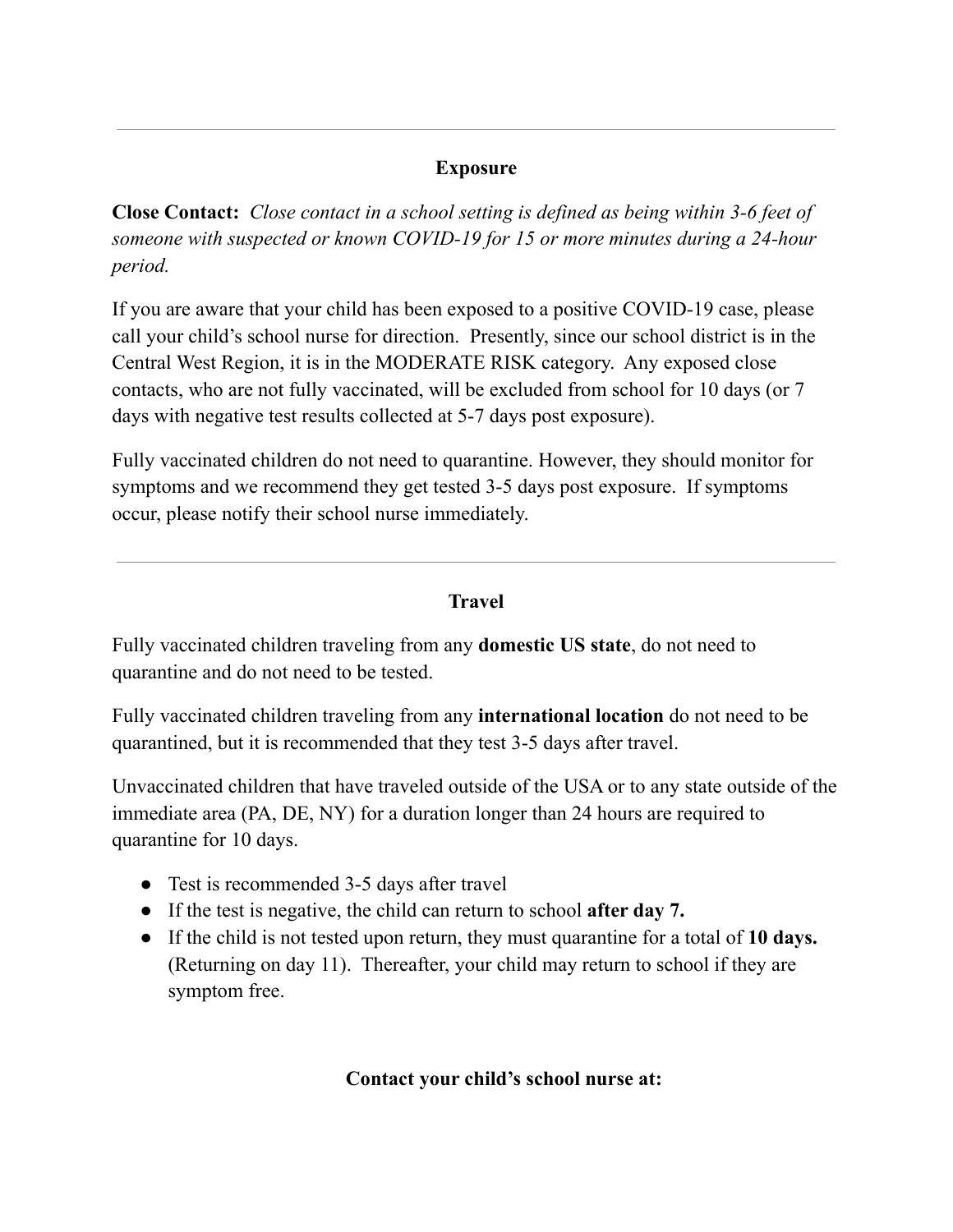---

## Exposure

**Close Contact:** *Close contact in a school setting is defined as being within 3-6 feet of someone with suspected or known COVID-19 for 15 or more minutes during a 24-hour period.*

If you are aware that your child has been exposed to a positive COVID-19 case, please call your child's school nurse for direction. Presently, since our school district is in the Central West Region, it is in the MODERATE RISK category. Any exposed close contacts, who are not fully vaccinated, will be excluded from school for 10 days (or 7 days with negative test results collected at 5-7 days post exposure).

Fully vaccinated children do not need to quarantine. However, they should monitor for symptoms and we recommend they get tested 3-5 days post exposure. If symptoms occur, please notify their school nurse immediately.

---

## Travel

Fully vaccinated children traveling from any **domestic US state**, do not need to quarantine and do not need to be tested.

Fully vaccinated children traveling from any **international location** do not need to be quarantined, but it is recommended that they test 3-5 days after travel.

Unvaccinated children that have traveled outside of the USA or to any state outside of the immediate area (PA, DE, NY) for a duration longer than 24 hours are required to quarantine for 10 days.

- Test is recommended 3-5 days after travel
- If the test is negative, the child can return to school **after day 7.**
- If the child is not tested upon return, they must quarantine for a total of **10 days.** (Returning on day 11). Thereafter, your child may return to school if they are symptom free.

**Contact your child's school nurse at:**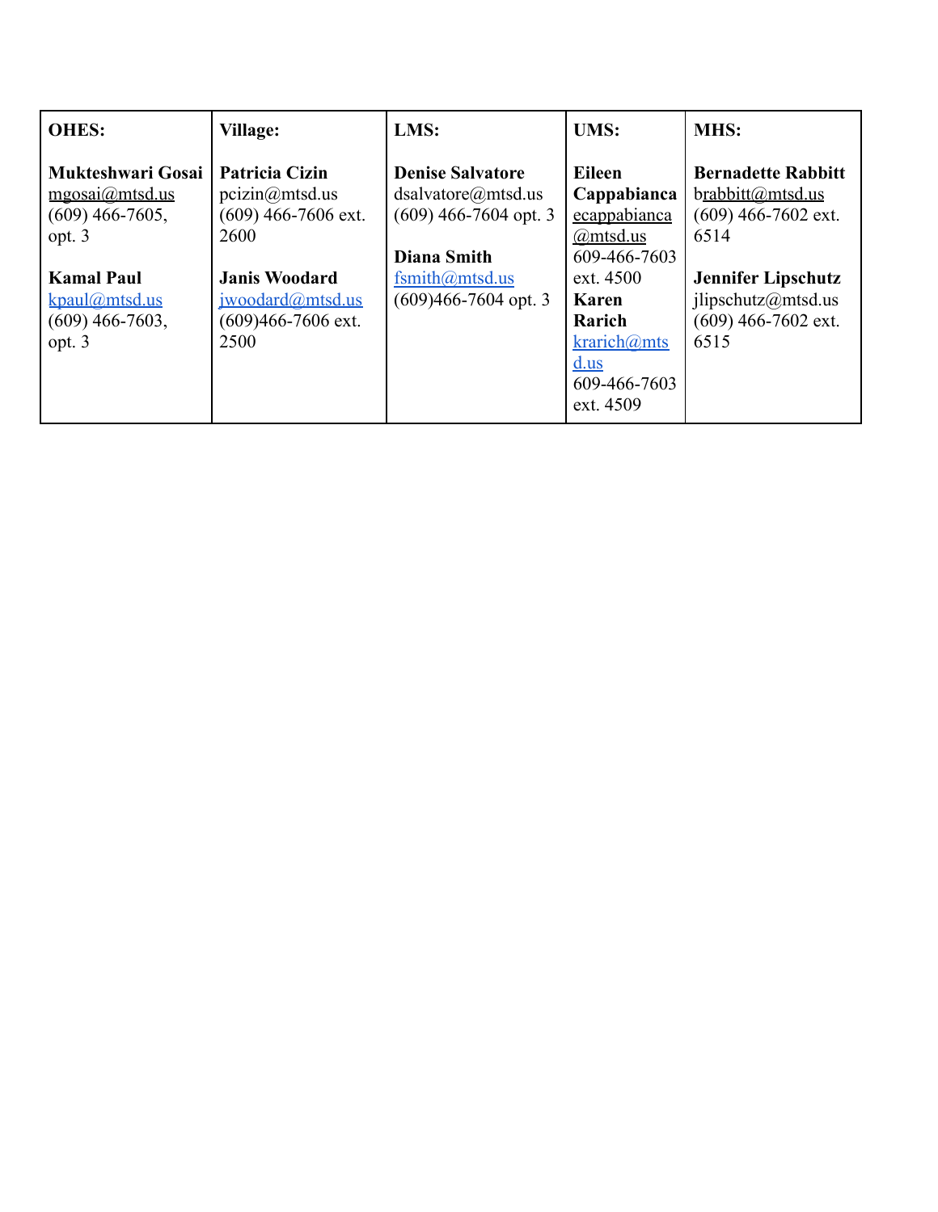| OHES: | Village: | LMS: | UMS: | MHS: |
| --- | --- | --- | --- | --- |
| **Mukteshwari Gosai**<br>mgosai@mtsd.us<br>(609) 466-7605, opt. 3<br><br>**Kamal Paul**<br>kpaul@mtsd.us<br>(609) 466-7603, opt. 3 | **Patricia Cizin**<br>pcizin@mtsd.us<br>(609) 466-7606 ext. 2600<br><br>**Janis Woodard**<br>jwoodard@mtsd.us<br>(609)466-7606 ext. 2500 | **Denise Salvatore**<br>dsalvatore@mtsd.us<br>(609) 466-7604 opt. 3<br><br>**Diana Smith**<br>fsmith@mtsd.us<br>(609)466-7604 opt. 3 | **Eileen Cappabianca**<br>ecappabianca@mtsd.us<br>609-466-7603 ext. 4500<br>**Karen Rarich**<br>krarich@mtsd.us<br>609-466-7603 ext. 4509 | **Bernadette Rabbitt**<br>brabbitt@mtsd.us<br>(609) 466-7602 ext. 6514<br><br>**Jennifer Lipschutz**<br>jlipschutz@mtsd.us<br>(609) 466-7602 ext. 6515 |